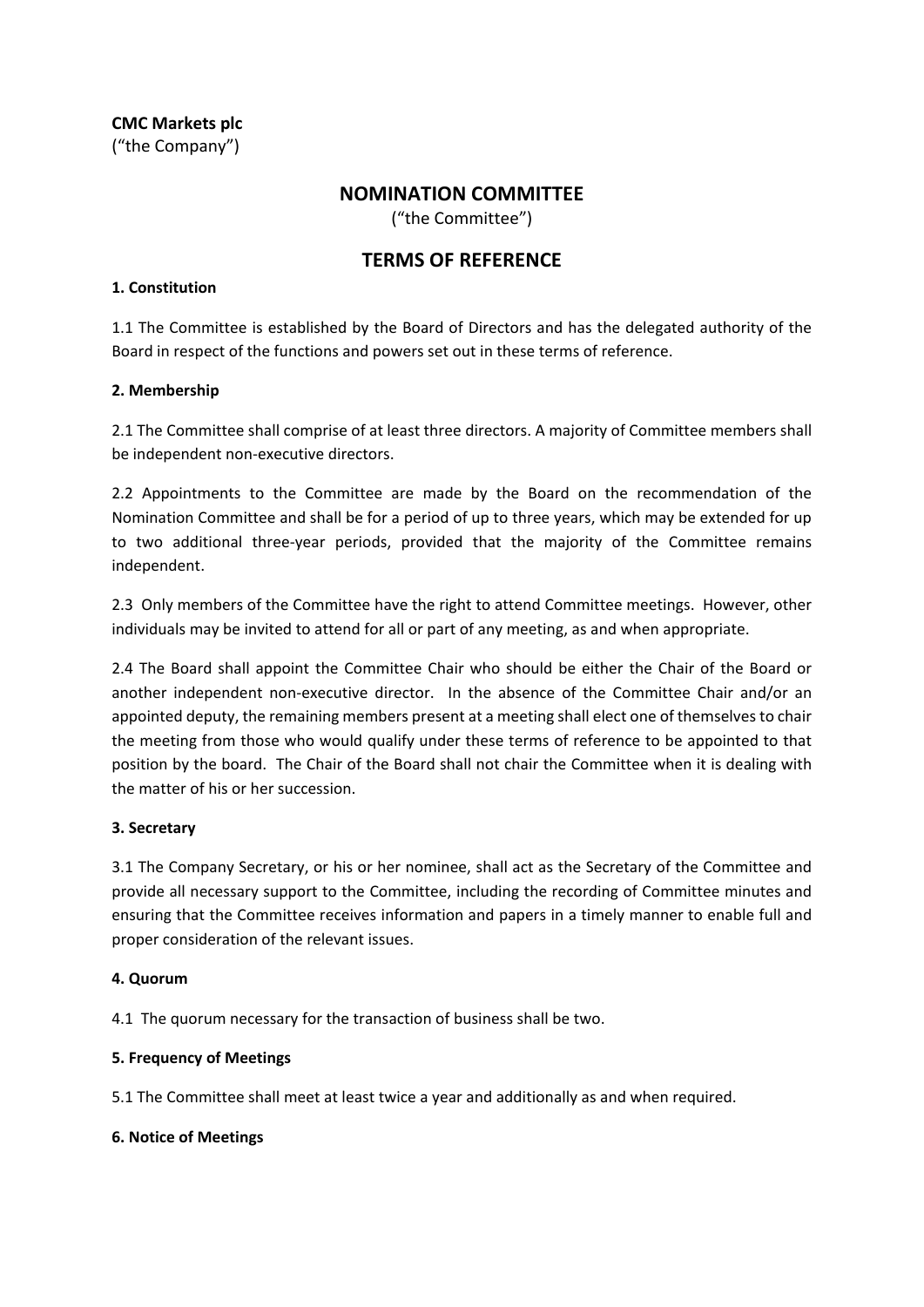**CMC Markets plc**
("the Company")

# NOMINATION COMMITTEE

("the Committee")

# TERMS OF REFERENCE

**1. Constitution**

1.1 The Committee is established by the Board of Directors and has the delegated authority of the Board in respect of the functions and powers set out in these terms of reference.

**2. Membership**

2.1 The Committee shall comprise of at least three directors. A majority of Committee members shall be independent non-executive directors.

2.2 Appointments to the Committee are made by the Board on the recommendation of the Nomination Committee and shall be for a period of up to three years, which may be extended for up to two additional three-year periods, provided that the majority of the Committee remains independent.

2.3 Only members of the Committee have the right to attend Committee meetings. However, other individuals may be invited to attend for all or part of any meeting, as and when appropriate.

2.4 The Board shall appoint the Committee Chair who should be either the Chair of the Board or another independent non-executive director. In the absence of the Committee Chair and/or an appointed deputy, the remaining members present at a meeting shall elect one of themselves to chair the meeting from those who would qualify under these terms of reference to be appointed to that position by the board. The Chair of the Board shall not chair the Committee when it is dealing with the matter of his or her succession.

**3. Secretary**

3.1 The Company Secretary, or his or her nominee, shall act as the Secretary of the Committee and provide all necessary support to the Committee, including the recording of Committee minutes and ensuring that the Committee receives information and papers in a timely manner to enable full and proper consideration of the relevant issues.

**4. Quorum**

4.1 The quorum necessary for the transaction of business shall be two.

**5. Frequency of Meetings**

5.1 The Committee shall meet at least twice a year and additionally as and when required.

**6. Notice of Meetings**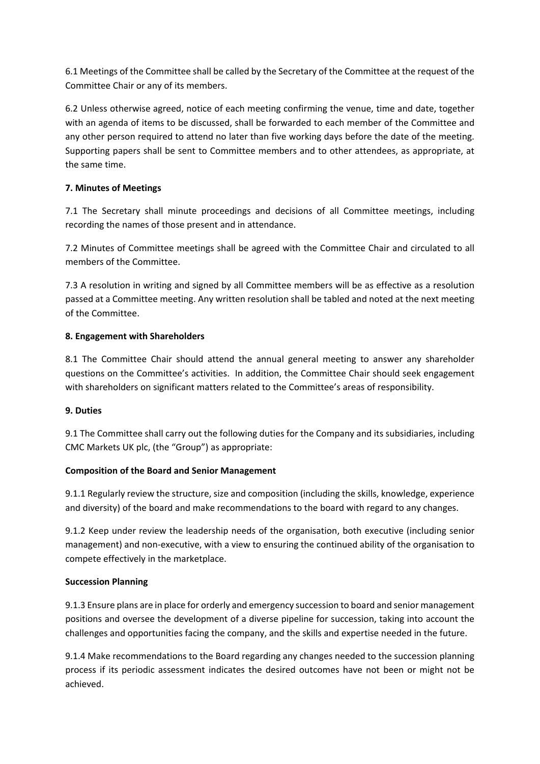6.1 Meetings of the Committee shall be called by the Secretary of the Committee at the request of the Committee Chair or any of its members.

6.2 Unless otherwise agreed, notice of each meeting confirming the venue, time and date, together with an agenda of items to be discussed, shall be forwarded to each member of the Committee and any other person required to attend no later than five working days before the date of the meeting. Supporting papers shall be sent to Committee members and to other attendees, as appropriate, at the same time.

**7. Minutes of Meetings**

7.1 The Secretary shall minute proceedings and decisions of all Committee meetings, including recording the names of those present and in attendance.

7.2 Minutes of Committee meetings shall be agreed with the Committee Chair and circulated to all members of the Committee.

7.3 A resolution in writing and signed by all Committee members will be as effective as a resolution passed at a Committee meeting. Any written resolution shall be tabled and noted at the next meeting of the Committee.

**8. Engagement with Shareholders**

8.1 The Committee Chair should attend the annual general meeting to answer any shareholder questions on the Committee's activities. In addition, the Committee Chair should seek engagement with shareholders on significant matters related to the Committee's areas of responsibility.

**9. Duties**

9.1 The Committee shall carry out the following duties for the Company and its subsidiaries, including CMC Markets UK plc, (the "Group") as appropriate:

**Composition of the Board and Senior Management**

9.1.1 Regularly review the structure, size and composition (including the skills, knowledge, experience and diversity) of the board and make recommendations to the board with regard to any changes.

9.1.2 Keep under review the leadership needs of the organisation, both executive (including senior management) and non-executive, with a view to ensuring the continued ability of the organisation to compete effectively in the marketplace.

**Succession Planning**

9.1.3 Ensure plans are in place for orderly and emergency succession to board and senior management positions and oversee the development of a diverse pipeline for succession, taking into account the challenges and opportunities facing the company, and the skills and expertise needed in the future.

9.1.4 Make recommendations to the Board regarding any changes needed to the succession planning process if its periodic assessment indicates the desired outcomes have not been or might not be achieved.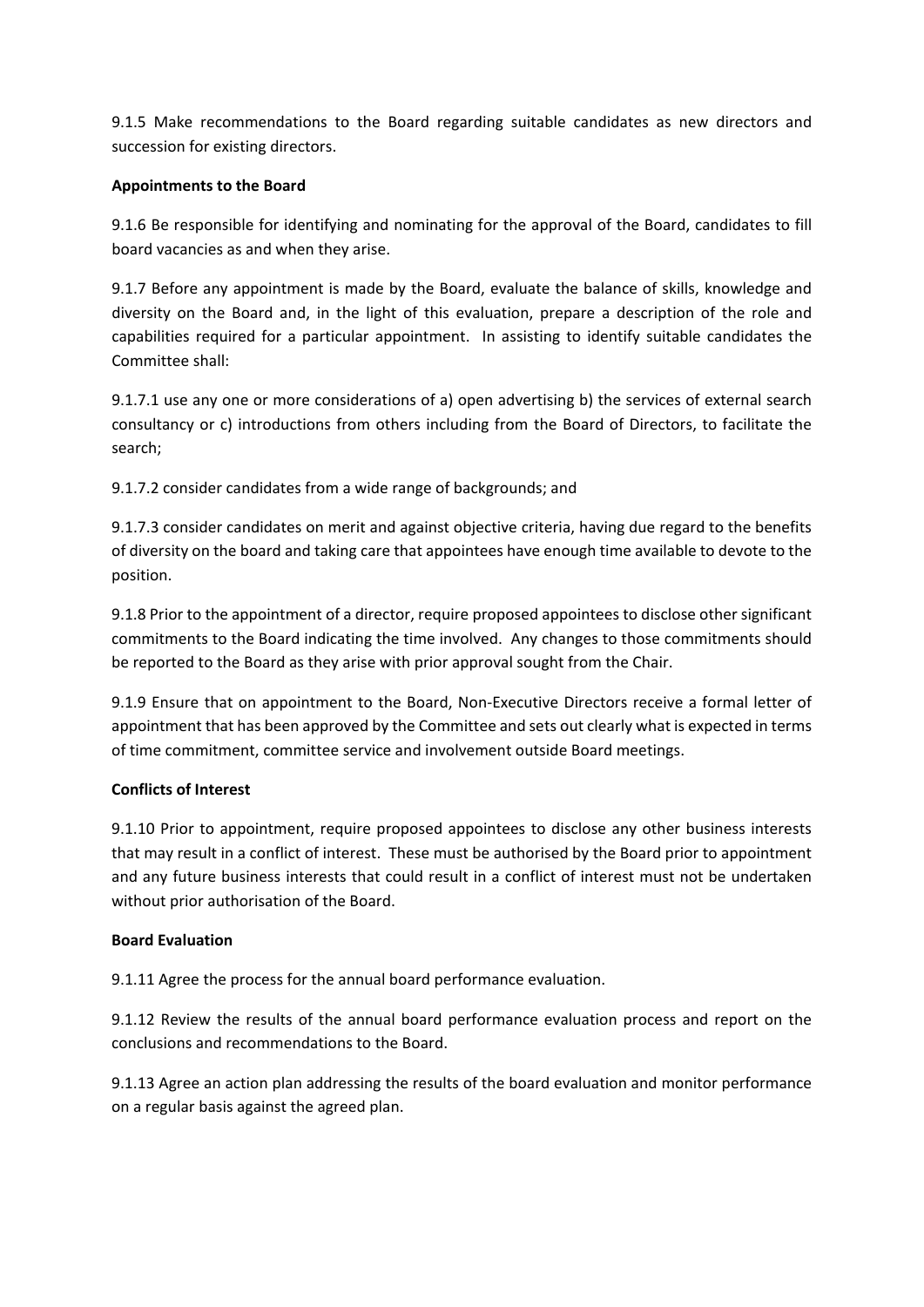9.1.5 Make recommendations to the Board regarding suitable candidates as new directors and succession for existing directors.

**Appointments to the Board**

9.1.6 Be responsible for identifying and nominating for the approval of the Board, candidates to fill board vacancies as and when they arise.

9.1.7 Before any appointment is made by the Board, evaluate the balance of skills, knowledge and diversity on the Board and, in the light of this evaluation, prepare a description of the role and capabilities required for a particular appointment. In assisting to identify suitable candidates the Committee shall:

9.1.7.1 use any one or more considerations of a) open advertising b) the services of external search consultancy or c) introductions from others including from the Board of Directors, to facilitate the search;

9.1.7.2 consider candidates from a wide range of backgrounds; and

9.1.7.3 consider candidates on merit and against objective criteria, having due regard to the benefits of diversity on the board and taking care that appointees have enough time available to devote to the position.

9.1.8 Prior to the appointment of a director, require proposed appointees to disclose other significant commitments to the Board indicating the time involved. Any changes to those commitments should be reported to the Board as they arise with prior approval sought from the Chair.

9.1.9 Ensure that on appointment to the Board, Non-Executive Directors receive a formal letter of appointment that has been approved by the Committee and sets out clearly what is expected in terms of time commitment, committee service and involvement outside Board meetings.

**Conflicts of Interest**

9.1.10 Prior to appointment, require proposed appointees to disclose any other business interests that may result in a conflict of interest. These must be authorised by the Board prior to appointment and any future business interests that could result in a conflict of interest must not be undertaken without prior authorisation of the Board.

**Board Evaluation**

9.1.11 Agree the process for the annual board performance evaluation.

9.1.12 Review the results of the annual board performance evaluation process and report on the conclusions and recommendations to the Board.

9.1.13 Agree an action plan addressing the results of the board evaluation and monitor performance on a regular basis against the agreed plan.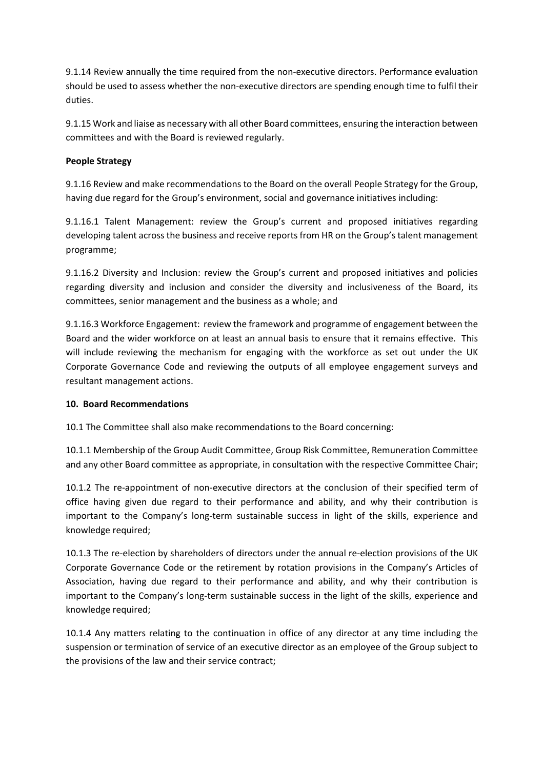9.1.14 Review annually the time required from the non-executive directors. Performance evaluation should be used to assess whether the non-executive directors are spending enough time to fulfil their duties.

9.1.15 Work and liaise as necessary with all other Board committees, ensuring the interaction between committees and with the Board is reviewed regularly.

**People Strategy**

9.1.16 Review and make recommendations to the Board on the overall People Strategy for the Group, having due regard for the Group's environment, social and governance initiatives including:

9.1.16.1 Talent Management: review the Group's current and proposed initiatives regarding developing talent across the business and receive reports from HR on the Group's talent management programme;

9.1.16.2 Diversity and Inclusion: review the Group's current and proposed initiatives and policies regarding diversity and inclusion and consider the diversity and inclusiveness of the Board, its committees, senior management and the business as a whole; and

9.1.16.3 Workforce Engagement: review the framework and programme of engagement between the Board and the wider workforce on at least an annual basis to ensure that it remains effective. This will include reviewing the mechanism for engaging with the workforce as set out under the UK Corporate Governance Code and reviewing the outputs of all employee engagement surveys and resultant management actions.

**10. Board Recommendations**

10.1 The Committee shall also make recommendations to the Board concerning:

10.1.1 Membership of the Group Audit Committee, Group Risk Committee, Remuneration Committee and any other Board committee as appropriate, in consultation with the respective Committee Chair;

10.1.2 The re-appointment of non-executive directors at the conclusion of their specified term of office having given due regard to their performance and ability, and why their contribution is important to the Company's long-term sustainable success in light of the skills, experience and knowledge required;

10.1.3 The re-election by shareholders of directors under the annual re-election provisions of the UK Corporate Governance Code or the retirement by rotation provisions in the Company's Articles of Association, having due regard to their performance and ability, and why their contribution is important to the Company's long-term sustainable success in the light of the skills, experience and knowledge required;

10.1.4 Any matters relating to the continuation in office of any director at any time including the suspension or termination of service of an executive director as an employee of the Group subject to the provisions of the law and their service contract;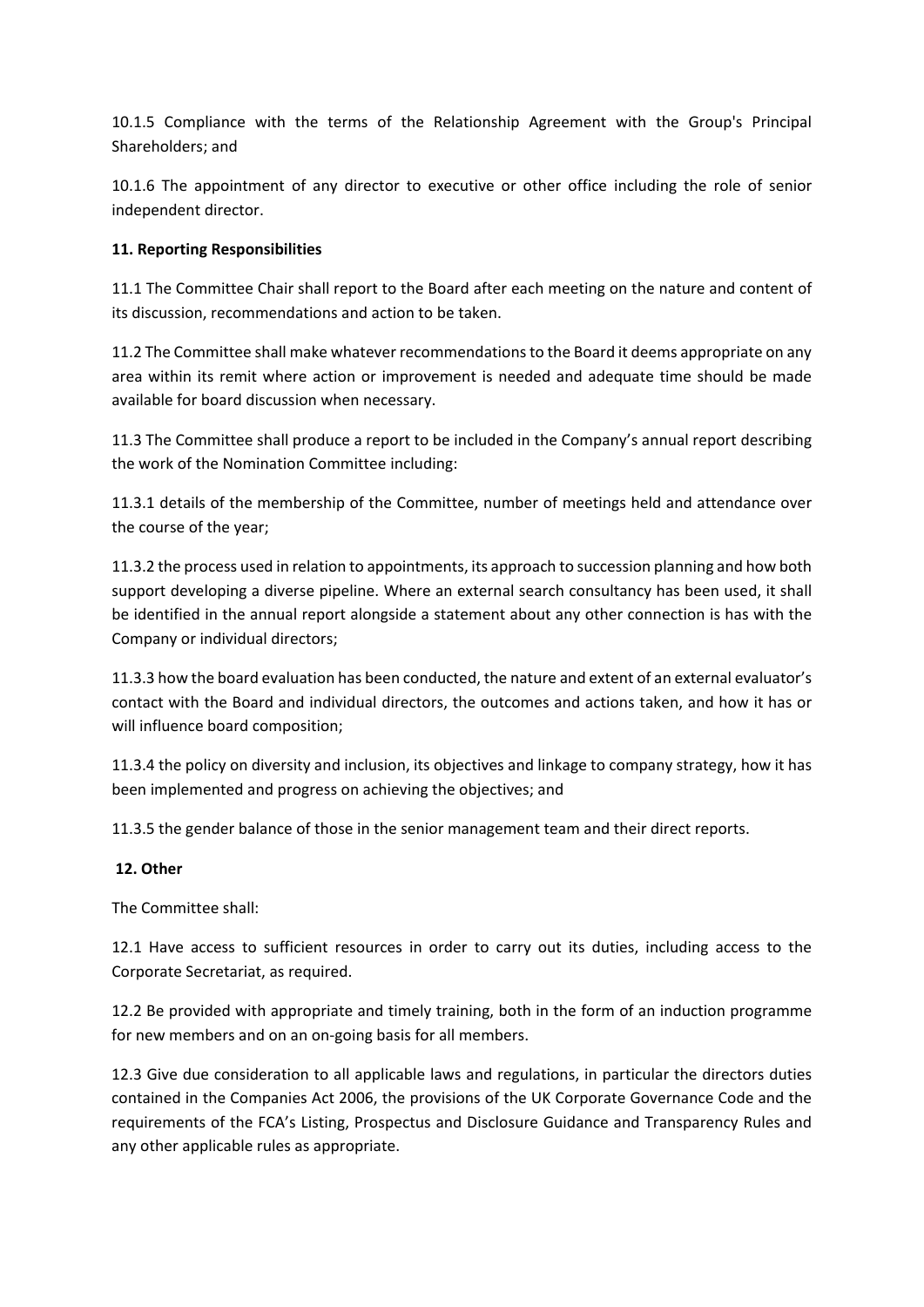10.1.5 Compliance with the terms of the Relationship Agreement with the Group's Principal Shareholders; and

10.1.6 The appointment of any director to executive or other office including the role of senior independent director.

**11. Reporting Responsibilities**

11.1 The Committee Chair shall report to the Board after each meeting on the nature and content of its discussion, recommendations and action to be taken.

11.2 The Committee shall make whatever recommendations to the Board it deems appropriate on any area within its remit where action or improvement is needed and adequate time should be made available for board discussion when necessary.

11.3 The Committee shall produce a report to be included in the Company's annual report describing the work of the Nomination Committee including:

11.3.1 details of the membership of the Committee, number of meetings held and attendance over the course of the year;

11.3.2 the process used in relation to appointments, its approach to succession planning and how both support developing a diverse pipeline. Where an external search consultancy has been used, it shall be identified in the annual report alongside a statement about any other connection is has with the Company or individual directors;

11.3.3 how the board evaluation has been conducted, the nature and extent of an external evaluator's contact with the Board and individual directors, the outcomes and actions taken, and how it has or will influence board composition;

11.3.4 the policy on diversity and inclusion, its objectives and linkage to company strategy, how it has been implemented and progress on achieving the objectives; and

11.3.5 the gender balance of those in the senior management team and their direct reports.

**12. Other**

The Committee shall:

12.1 Have access to sufficient resources in order to carry out its duties, including access to the Corporate Secretariat, as required.

12.2 Be provided with appropriate and timely training, both in the form of an induction programme for new members and on an on-going basis for all members.

12.3 Give due consideration to all applicable laws and regulations, in particular the directors duties contained in the Companies Act 2006, the provisions of the UK Corporate Governance Code and the requirements of the FCA's Listing, Prospectus and Disclosure Guidance and Transparency Rules and any other applicable rules as appropriate.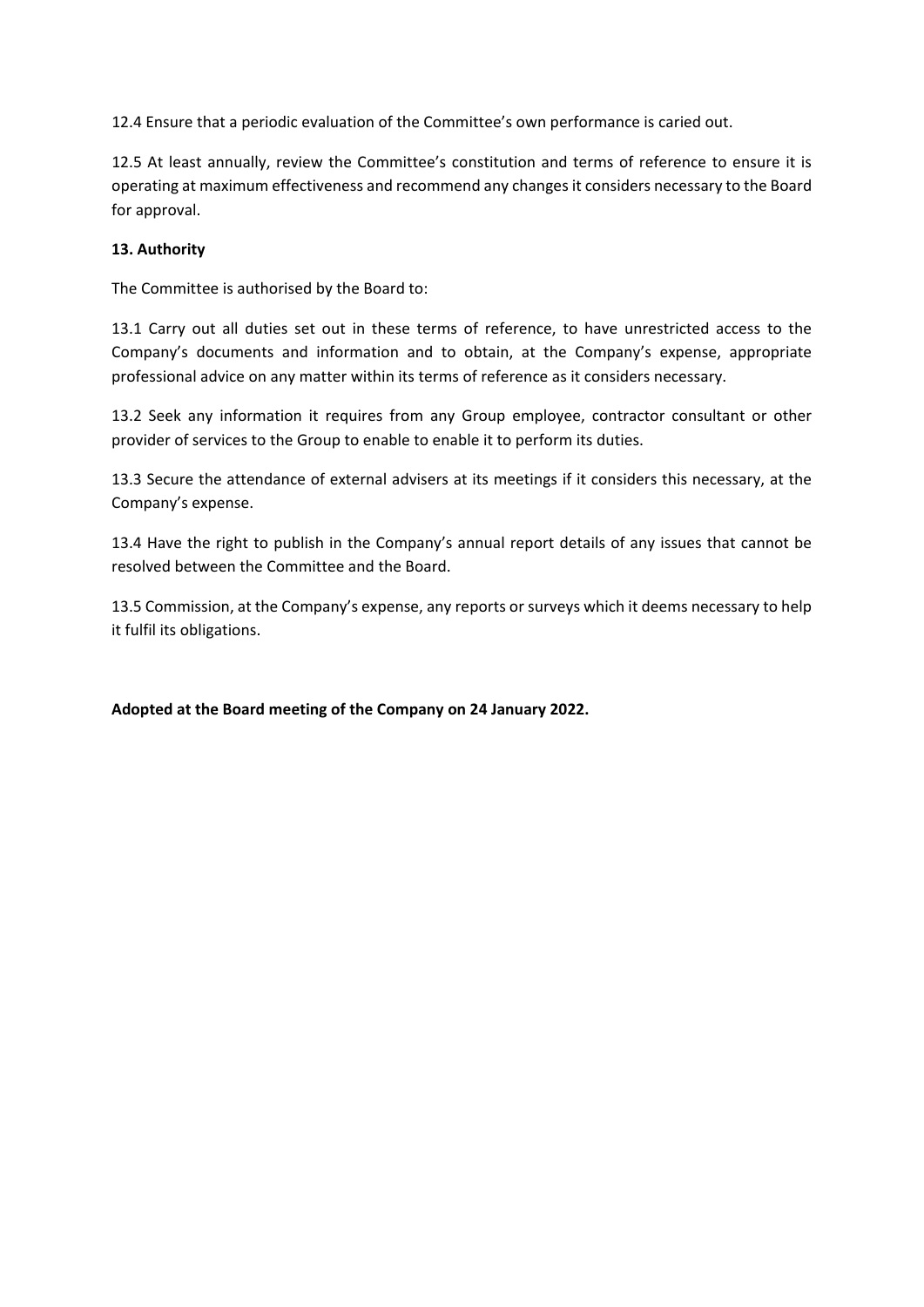12.4 Ensure that a periodic evaluation of the Committee's own performance is caried out.

12.5 At least annually, review the Committee's constitution and terms of reference to ensure it is operating at maximum effectiveness and recommend any changes it considers necessary to the Board for approval.

**13. Authority**

The Committee is authorised by the Board to:

13.1 Carry out all duties set out in these terms of reference, to have unrestricted access to the Company's documents and information and to obtain, at the Company's expense, appropriate professional advice on any matter within its terms of reference as it considers necessary.

13.2 Seek any information it requires from any Group employee, contractor consultant or other provider of services to the Group to enable to enable it to perform its duties.

13.3 Secure the attendance of external advisers at its meetings if it considers this necessary, at the Company's expense.

13.4 Have the right to publish in the Company's annual report details of any issues that cannot be resolved between the Committee and the Board.

13.5 Commission, at the Company's expense, any reports or surveys which it deems necessary to help it fulfil its obligations.

**Adopted at the Board meeting of the Company on 24 January 2022.**